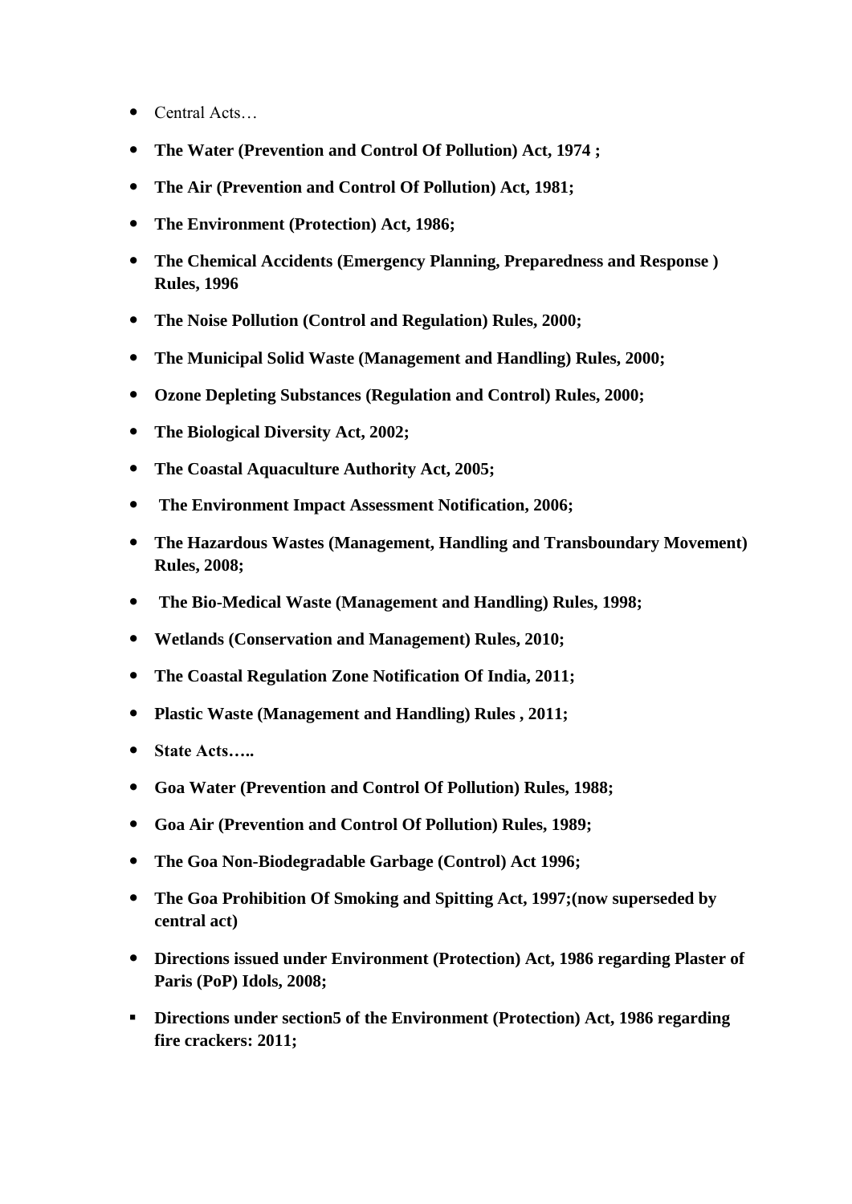- Central Acts…
- **The Water (Prevention and Control Of Pollution) Act, 1974 ;**
- **The Air (Prevention and Control Of Pollution) Act, 1981;**
- **The Environment (Protection) Act, 1986;**
- **The Chemical Accidents (Emergency Planning, Preparedness and Response ) Rules, 1996**
- **The Noise Pollution (Control and Regulation) Rules, 2000;**
- **The Municipal Solid Waste (Management and Handling) Rules, 2000;**
- **Ozone Depleting Substances (Regulation and Control) Rules, 2000;**
- **The Biological Diversity Act, 2002;**
- **The Coastal Aquaculture Authority Act, 2005;**
- **The Environment Impact Assessment Notification, 2006;**
- **The Hazardous Wastes (Management, Handling and Transboundary Movement) Rules, 2008;**
- **The Bio-Medical Waste (Management and Handling) Rules, 1998;**
- **Wetlands (Conservation and Management) Rules, 2010;**
- **The Coastal Regulation Zone Notification Of India, 2011;**
- **Plastic Waste (Management and Handling) Rules , 2011;**
- **State Acts…..**
- **Goa Water (Prevention and Control Of Pollution) Rules, 1988;**
- **Goa Air (Prevention and Control Of Pollution) Rules, 1989;**
- **The Goa Non-Biodegradable Garbage (Control) Act 1996;**
- **The Goa Prohibition Of Smoking and Spitting Act, 1997;(now superseded by central act)**
- **Directions issued under Environment (Protection) Act, 1986 regarding Plaster of Paris (PoP) Idols, 2008;**
- **Directions under section5 of the Environment (Protection) Act, 1986 regarding fire crackers: 2011;**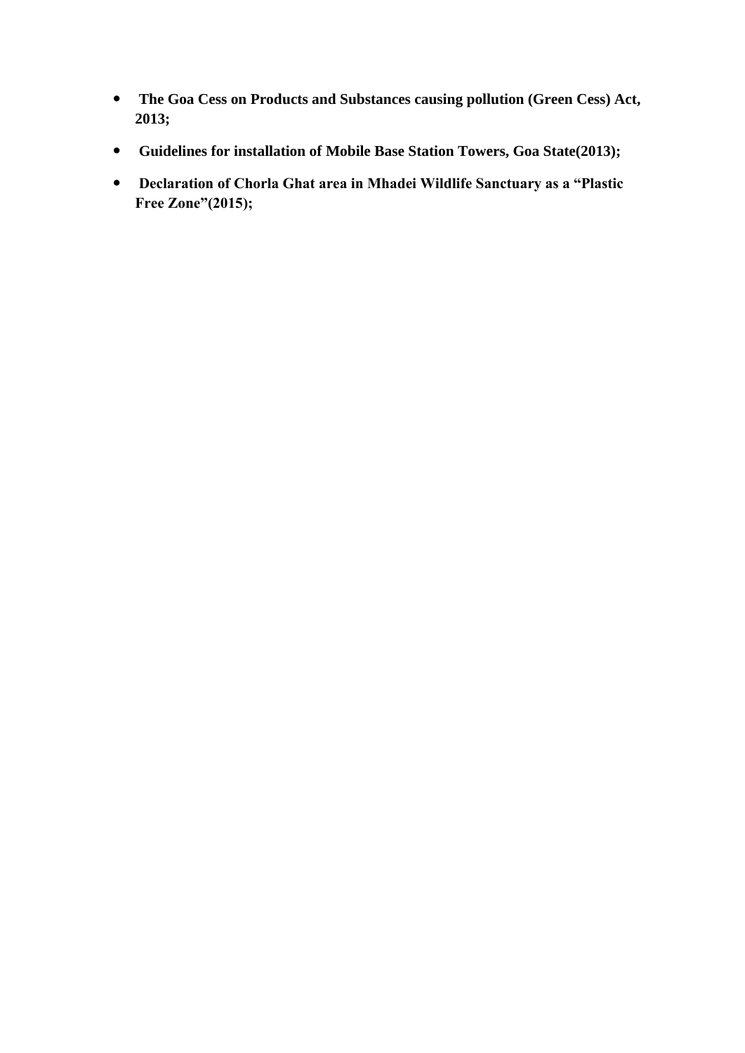- **The Goa Cess on Products and Substances causing pollution (Green Cess) Act, 2013;**
- **Guidelines for installation of Mobile Base Station Towers, Goa State(2013);**
- **Declaration of Chorla Ghat area in Mhadei Wildlife Sanctuary as a "Plastic Free Zone"(2015);**